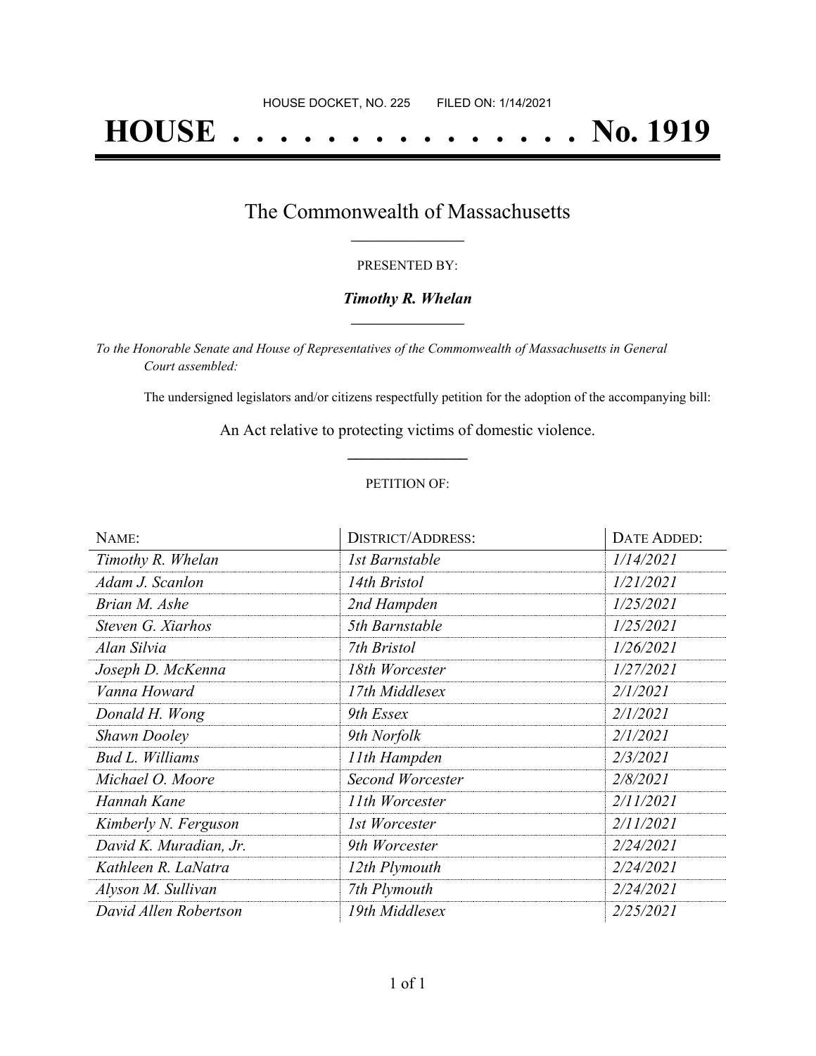HOUSE DOCKET, NO. 225 FILED ON: 1/14/2021

# HOUSE . . . . . . . . . . . . . . . No. 1919

## The Commonwealth of Massachusetts

PRESENTED BY:

***Timothy R. Whelan***

*To the Honorable Senate and House of Representatives of the Commonwealth of Massachusetts in General Court assembled:*

The undersigned legislators and/or citizens respectfully petition for the adoption of the accompanying bill:

An Act relative to protecting victims of domestic violence.

PETITION OF:

| NAME: | DISTRICT/ADDRESS: | DATE ADDED: |
| --- | --- | --- |
| *Timothy R. Whelan* | *1st Barnstable* | *1/14/2021* |
| *Adam J. Scanlon* | *14th Bristol* | *1/21/2021* |
| *Brian M. Ashe* | *2nd Hampden* | *1/25/2021* |
| *Steven G. Xiarhos* | *5th Barnstable* | *1/25/2021* |
| *Alan Silvia* | *7th Bristol* | *1/26/2021* |
| *Joseph D. McKenna* | *18th Worcester* | *1/27/2021* |
| *Vanna Howard* | *17th Middlesex* | *2/1/2021* |
| *Donald H. Wong* | *9th Essex* | *2/1/2021* |
| *Shawn Dooley* | *9th Norfolk* | *2/1/2021* |
| *Bud L. Williams* | *11th Hampden* | *2/3/2021* |
| *Michael O. Moore* | *Second Worcester* | *2/8/2021* |
| *Hannah Kane* | *11th Worcester* | *2/11/2021* |
| *Kimberly N. Ferguson* | *1st Worcester* | *2/11/2021* |
| *David K. Muradian, Jr.* | *9th Worcester* | *2/24/2021* |
| *Kathleen R. LaNatra* | *12th Plymouth* | *2/24/2021* |
| *Alyson M. Sullivan* | *7th Plymouth* | *2/24/2021* |
| *David Allen Robertson* | *19th Middlesex* | *2/25/2021* |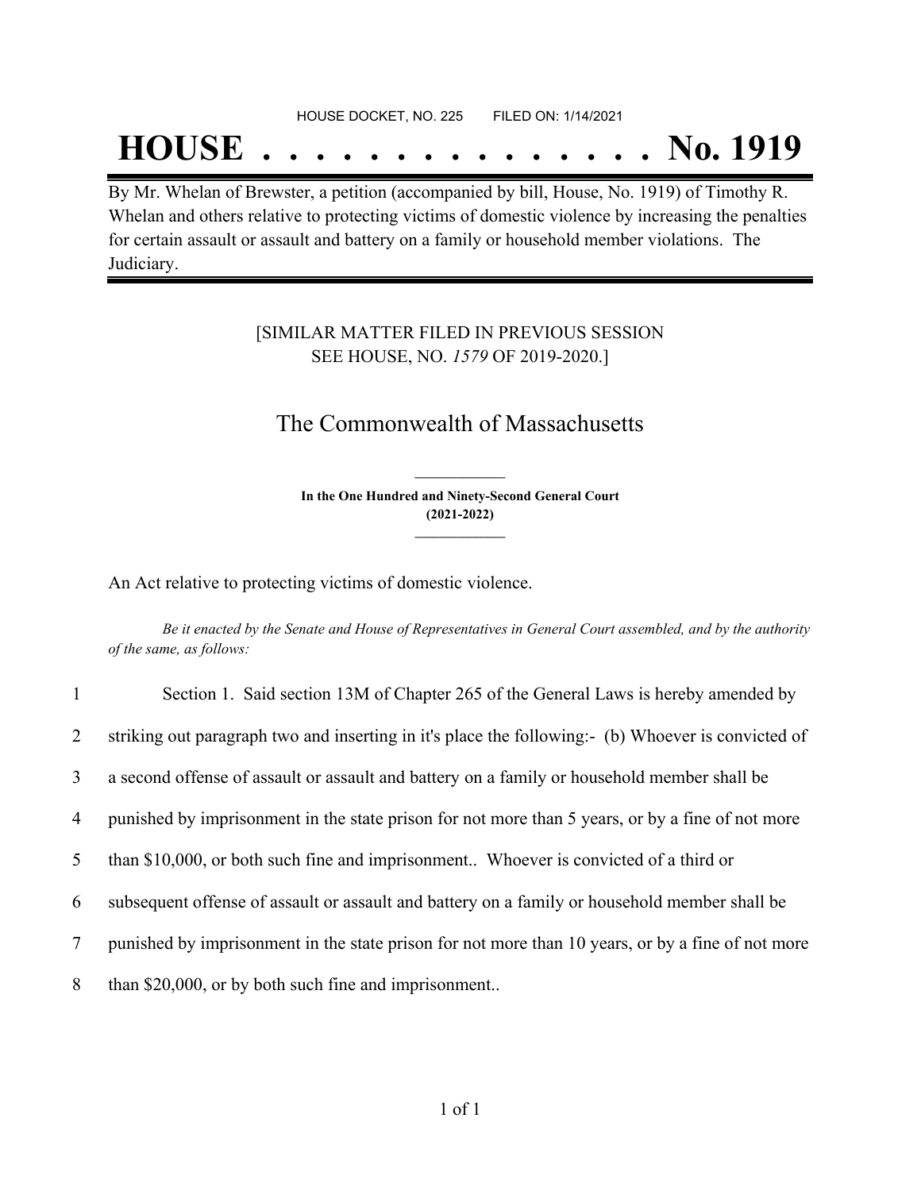HOUSE DOCKET, NO. 225 FILED ON: 1/14/2021

# HOUSE . . . . . . . . . . . . . . . No. 1919

By Mr. Whelan of Brewster, a petition (accompanied by bill, House, No. 1919) of Timothy R. Whelan and others relative to protecting victims of domestic violence by increasing the penalties for certain assault or assault and battery on a family or household member violations. The Judiciary.

[SIMILAR MATTER FILED IN PREVIOUS SESSION SEE HOUSE, NO. *1579* OF 2019-2020.]

## The Commonwealth of Massachusetts

**In the One Hundred and Ninety-Second General Court (2021-2022)**

An Act relative to protecting victims of domestic violence.

*Be it enacted by the Senate and House of Representatives in General Court assembled, and by the authority of the same, as follows:*

1 Section 1. Said section 13M of Chapter 265 of the General Laws is hereby amended by
2 striking out paragraph two and inserting in it's place the following:- (b) Whoever is convicted of
3 a second offense of assault or assault and battery on a family or household member shall be
4 punished by imprisonment in the state prison for not more than 5 years, or by a fine of not more
5 than $10,000, or both such fine and imprisonment.. Whoever is convicted of a third or
6 subsequent offense of assault or assault and battery on a family or household member shall be
7 punished by imprisonment in the state prison for not more than 10 years, or by a fine of not more
8 than $20,000, or by both such fine and imprisonment..